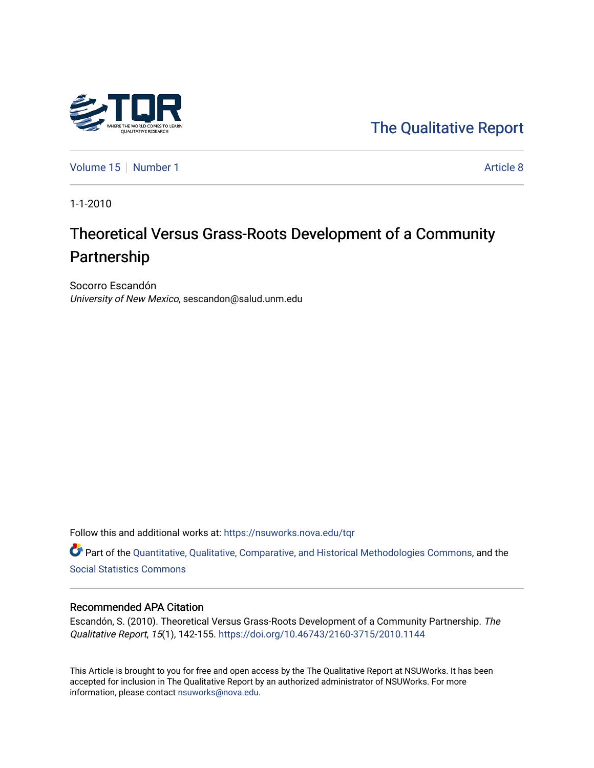The Qualitative Report

Volume 15 | Number 1 | Article 8

1-1-2010

# Theoretical Versus Grass-Roots Development of a Community Partnership

Socorro Escandón
*University of New Mexico*, sescandon@salud.unm.edu

Follow this and additional works at: https://nsuworks.nova.edu/tqr

Part of the Quantitative, Qualitative, Comparative, and Historical Methodologies Commons, and the Social Statistics Commons

## Recommended APA Citation

Escandón, S. (2010). Theoretical Versus Grass-Roots Development of a Community Partnership. *The Qualitative Report*, *15*(1), 142-155. https://doi.org/10.46743/2160-3715/2010.1144

This Article is brought to you for free and open access by the The Qualitative Report at NSUWorks. It has been accepted for inclusion in The Qualitative Report by an authorized administrator of NSUWorks. For more information, please contact nsuworks@nova.edu.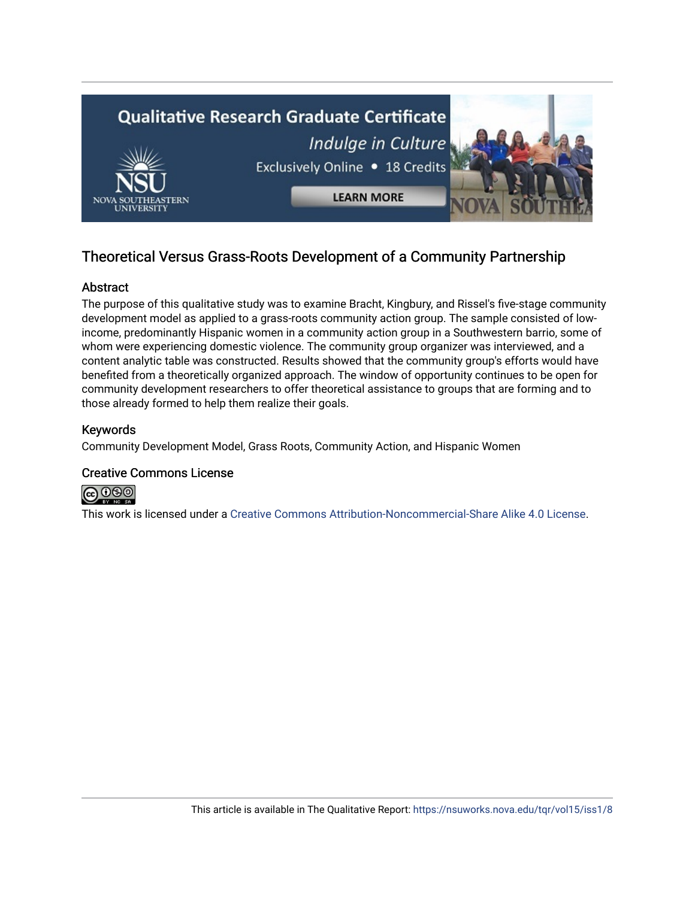## Theoretical Versus Grass-Roots Development of a Community Partnership

### Abstract

The purpose of this qualitative study was to examine Bracht, Kingbury, and Rissel's five-stage community development model as applied to a grass-roots community action group. The sample consisted of low-income, predominantly Hispanic women in a community action group in a Southwestern barrio, some of whom were experiencing domestic violence. The community group organizer was interviewed, and a content analytic table was constructed. Results showed that the community group's efforts would have benefited from a theoretically organized approach. The window of opportunity continues to be open for community development researchers to offer theoretical assistance to groups that are forming and to those already formed to help them realize their goals.

### Keywords

Community Development Model, Grass Roots, Community Action, and Hispanic Women

### Creative Commons License

This work is licensed under a Creative Commons Attribution-Noncommercial-Share Alike 4.0 License.

This article is available in The Qualitative Report: https://nsuworks.nova.edu/tqr/vol15/iss1/8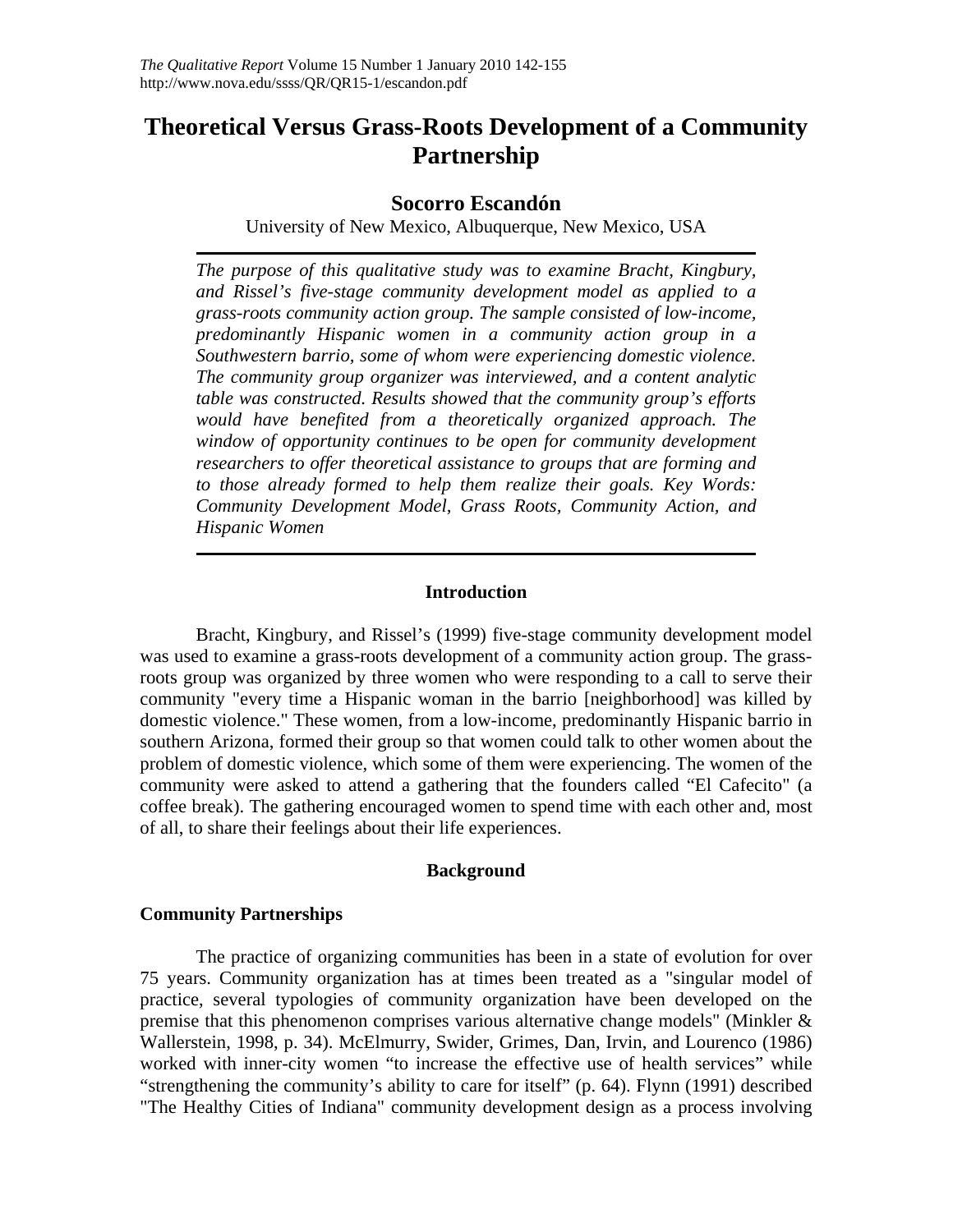# Theoretical Versus Grass-Roots Development of a Community Partnership

## Socorro Escandón

University of New Mexico, Albuquerque, New Mexico, USA

*The purpose of this qualitative study was to examine Bracht, Kingbury, and Rissel's five-stage community development model as applied to a grass-roots community action group. The sample consisted of low-income, predominantly Hispanic women in a community action group in a Southwestern barrio, some of whom were experiencing domestic violence. The community group organizer was interviewed, and a content analytic table was constructed. Results showed that the community group's efforts would have benefited from a theoretically organized approach. The window of opportunity continues to be open for community development researchers to offer theoretical assistance to groups that are forming and to those already formed to help them realize their goals. Key Words: Community Development Model, Grass Roots, Community Action, and Hispanic Women*

## Introduction

Bracht, Kingbury, and Rissel's (1999) five-stage community development model was used to examine a grass-roots development of a community action group. The grass-roots group was organized by three women who were responding to a call to serve their community "every time a Hispanic woman in the barrio [neighborhood] was killed by domestic violence." These women, from a low-income, predominantly Hispanic barrio in southern Arizona, formed their group so that women could talk to other women about the problem of domestic violence, which some of them were experiencing. The women of the community were asked to attend a gathering that the founders called "El Cafecito" (a coffee break). The gathering encouraged women to spend time with each other and, most of all, to share their feelings about their life experiences.

## Background

### Community Partnerships

The practice of organizing communities has been in a state of evolution for over 75 years. Community organization has at times been treated as a "singular model of practice, several typologies of community organization have been developed on the premise that this phenomenon comprises various alternative change models" (Minkler & Wallerstein, 1998, p. 34). McElmurry, Swider, Grimes, Dan, Irvin, and Lourenco (1986) worked with inner-city women "to increase the effective use of health services" while "strengthening the community's ability to care for itself" (p. 64). Flynn (1991) described "The Healthy Cities of Indiana" community development design as a process involving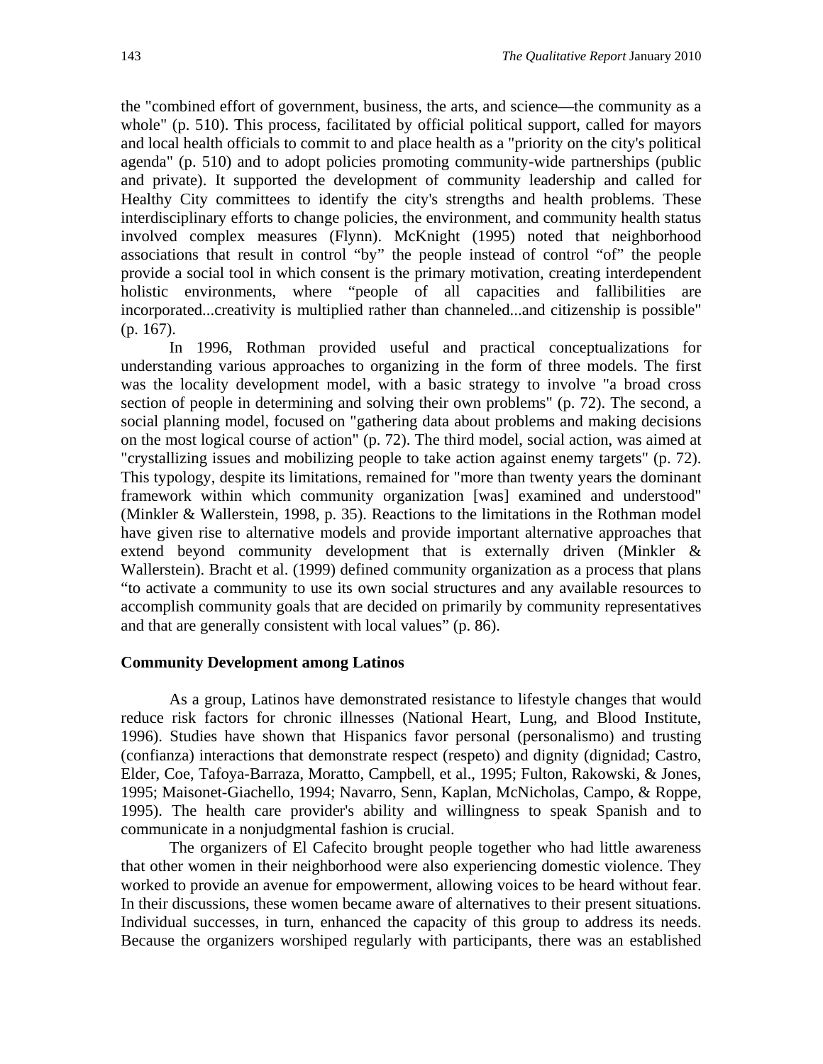the "combined effort of government, business, the arts, and science—the community as a whole" (p. 510). This process, facilitated by official political support, called for mayors and local health officials to commit to and place health as a "priority on the city's political agenda" (p. 510) and to adopt policies promoting community-wide partnerships (public and private). It supported the development of community leadership and called for Healthy City committees to identify the city's strengths and health problems. These interdisciplinary efforts to change policies, the environment, and community health status involved complex measures (Flynn). McKnight (1995) noted that neighborhood associations that result in control "by" the people instead of control "of" the people provide a social tool in which consent is the primary motivation, creating interdependent holistic environments, where "people of all capacities and fallibilities are incorporated...creativity is multiplied rather than channeled...and citizenship is possible" (p. 167).

In 1996, Rothman provided useful and practical conceptualizations for understanding various approaches to organizing in the form of three models. The first was the locality development model, with a basic strategy to involve "a broad cross section of people in determining and solving their own problems" (p. 72). The second, a social planning model, focused on "gathering data about problems and making decisions on the most logical course of action" (p. 72). The third model, social action, was aimed at "crystallizing issues and mobilizing people to take action against enemy targets" (p. 72). This typology, despite its limitations, remained for "more than twenty years the dominant framework within which community organization [was] examined and understood" (Minkler & Wallerstein, 1998, p. 35). Reactions to the limitations in the Rothman model have given rise to alternative models and provide important alternative approaches that extend beyond community development that is externally driven (Minkler & Wallerstein). Bracht et al. (1999) defined community organization as a process that plans "to activate a community to use its own social structures and any available resources to accomplish community goals that are decided on primarily by community representatives and that are generally consistent with local values" (p. 86).

### Community Development among Latinos

As a group, Latinos have demonstrated resistance to lifestyle changes that would reduce risk factors for chronic illnesses (National Heart, Lung, and Blood Institute, 1996). Studies have shown that Hispanics favor personal (personalismo) and trusting (confianza) interactions that demonstrate respect (respeto) and dignity (dignidad; Castro, Elder, Coe, Tafoya-Barraza, Moratto, Campbell, et al., 1995; Fulton, Rakowski, & Jones, 1995; Maisonet-Giachello, 1994; Navarro, Senn, Kaplan, McNicholas, Campo, & Roppe, 1995). The health care provider's ability and willingness to speak Spanish and to communicate in a nonjudgmental fashion is crucial.

The organizers of El Cafecito brought people together who had little awareness that other women in their neighborhood were also experiencing domestic violence. They worked to provide an avenue for empowerment, allowing voices to be heard without fear. In their discussions, these women became aware of alternatives to their present situations. Individual successes, in turn, enhanced the capacity of this group to address its needs. Because the organizers worshiped regularly with participants, there was an established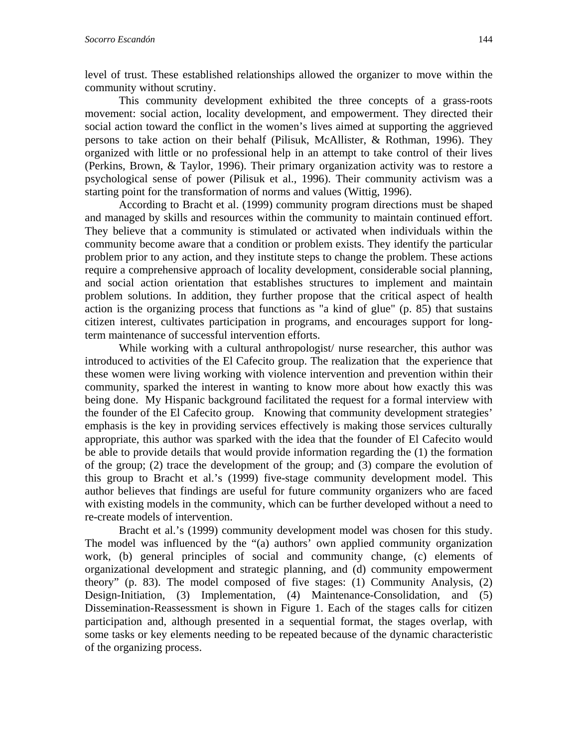level of trust. These established relationships allowed the organizer to move within the community without scrutiny.

This community development exhibited the three concepts of a grass-roots movement: social action, locality development, and empowerment. They directed their social action toward the conflict in the women's lives aimed at supporting the aggrieved persons to take action on their behalf (Pilisuk, McAllister, & Rothman, 1996). They organized with little or no professional help in an attempt to take control of their lives (Perkins, Brown, & Taylor, 1996). Their primary organization activity was to restore a psychological sense of power (Pilisuk et al., 1996). Their community activism was a starting point for the transformation of norms and values (Wittig, 1996).

According to Bracht et al. (1999) community program directions must be shaped and managed by skills and resources within the community to maintain continued effort. They believe that a community is stimulated or activated when individuals within the community become aware that a condition or problem exists. They identify the particular problem prior to any action, and they institute steps to change the problem. These actions require a comprehensive approach of locality development, considerable social planning, and social action orientation that establishes structures to implement and maintain problem solutions. In addition, they further propose that the critical aspect of health action is the organizing process that functions as "a kind of glue" (p. 85) that sustains citizen interest, cultivates participation in programs, and encourages support for long-term maintenance of successful intervention efforts.

While working with a cultural anthropologist/ nurse researcher, this author was introduced to activities of the El Cafecito group. The realization that the experience that these women were living working with violence intervention and prevention within their community, sparked the interest in wanting to know more about how exactly this was being done. My Hispanic background facilitated the request for a formal interview with the founder of the El Cafecito group. Knowing that community development strategies' emphasis is the key in providing services effectively is making those services culturally appropriate, this author was sparked with the idea that the founder of El Cafecito would be able to provide details that would provide information regarding the (1) the formation of the group; (2) trace the development of the group; and (3) compare the evolution of this group to Bracht et al.'s (1999) five-stage community development model. This author believes that findings are useful for future community organizers who are faced with existing models in the community, which can be further developed without a need to re-create models of intervention.

Bracht et al.'s (1999) community development model was chosen for this study. The model was influenced by the "(a) authors' own applied community organization work, (b) general principles of social and community change, (c) elements of organizational development and strategic planning, and (d) community empowerment theory" (p. 83). The model composed of five stages: (1) Community Analysis, (2) Design-Initiation, (3) Implementation, (4) Maintenance-Consolidation, and (5) Dissemination-Reassessment is shown in Figure 1. Each of the stages calls for citizen participation and, although presented in a sequential format, the stages overlap, with some tasks or key elements needing to be repeated because of the dynamic characteristic of the organizing process.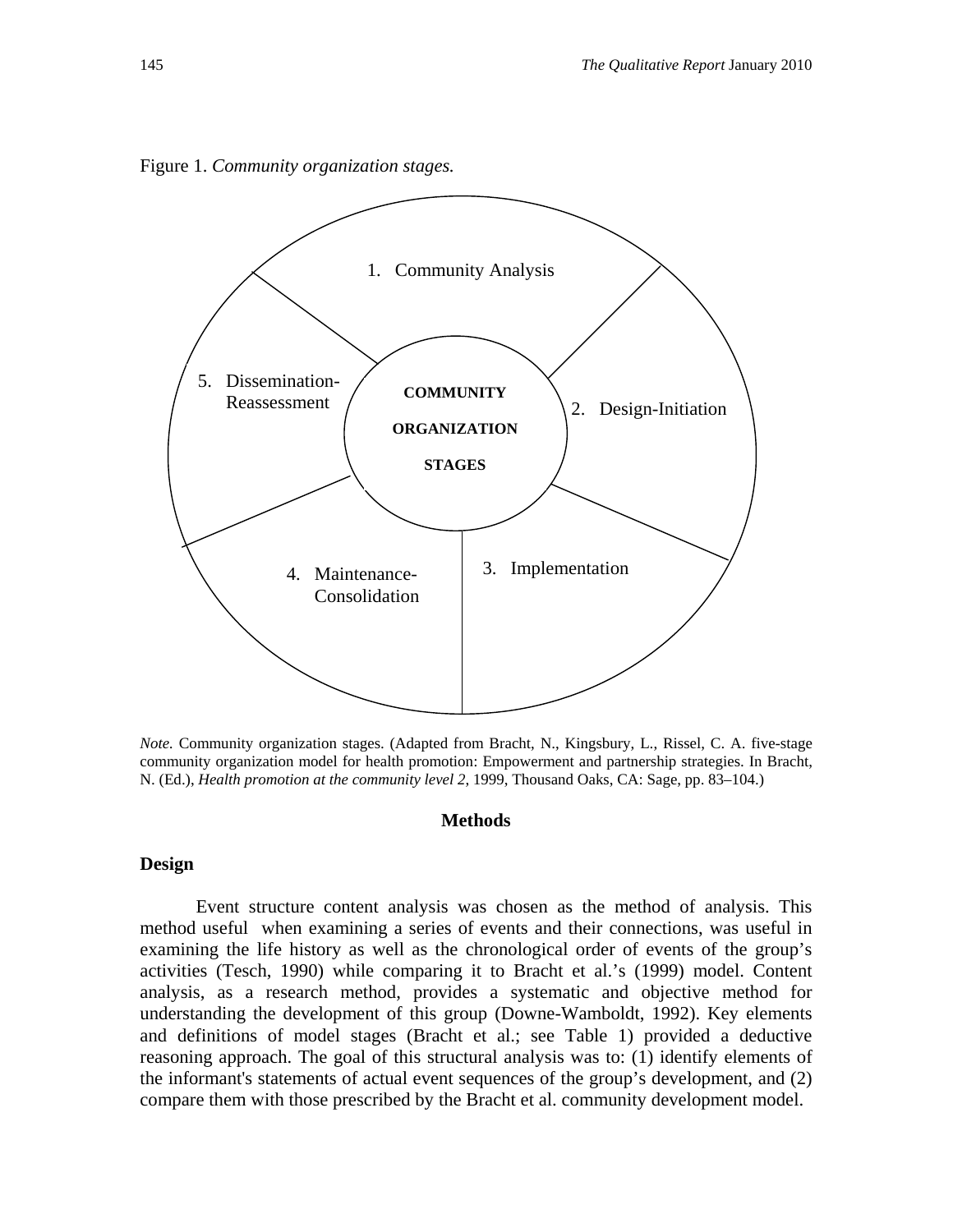Figure 1. *Community organization stages.*

COMMUNITY ORGANIZATION STAGES

1. Community Analysis
2. Design-Initiation
3. Implementation
4. Maintenance-Consolidation
5. Dissemination-Reassessment

*Note.* Community organization stages. (Adapted from Bracht, N., Kingsbury, L., Rissel, C. A. five-stage community organization model for health promotion: Empowerment and partnership strategies. In Bracht, N. (Ed.), *Health promotion at the community level 2*, 1999, Thousand Oaks, CA: Sage, pp. 83–104.)

## Methods

### Design

Event structure content analysis was chosen as the method of analysis. This method useful when examining a series of events and their connections, was useful in examining the life history as well as the chronological order of events of the group's activities (Tesch, 1990) while comparing it to Bracht et al.'s (1999) model. Content analysis, as a research method, provides a systematic and objective method for understanding the development of this group (Downe-Wamboldt, 1992). Key elements and definitions of model stages (Bracht et al.; see Table 1) provided a deductive reasoning approach. The goal of this structural analysis was to: (1) identify elements of the informant's statements of actual event sequences of the group's development, and (2) compare them with those prescribed by the Bracht et al. community development model.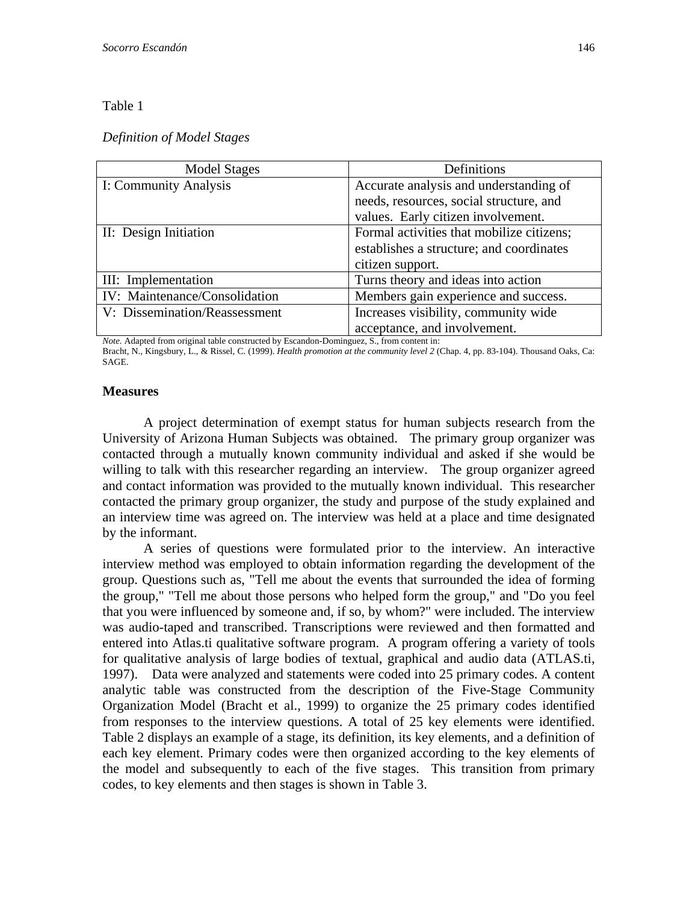Table 1

*Definition of Model Stages*

| Model Stages | Definitions |
|---|---|
| I: Community Analysis | Accurate analysis and understanding of needs, resources, social structure, and values. Early citizen involvement. |
| II: Design Initiation | Formal activities that mobilize citizens; establishes a structure; and coordinates citizen support. |
| III: Implementation | Turns theory and ideas into action |
| IV: Maintenance/Consolidation | Members gain experience and success. |
| V: Dissemination/Reassessment | Increases visibility, community wide acceptance, and involvement. |

*Note.* Adapted from original table constructed by Escandon-Dominguez, S., from content in:
Bracht, N., Kingsbury, L., & Rissel, C. (1999). *Health promotion at the community level 2* (Chap. 4, pp. 83-104). Thousand Oaks, Ca: SAGE.

### Measures

A project determination of exempt status for human subjects research from the University of Arizona Human Subjects was obtained. The primary group organizer was contacted through a mutually known community individual and asked if she would be willing to talk with this researcher regarding an interview. The group organizer agreed and contact information was provided to the mutually known individual. This researcher contacted the primary group organizer, the study and purpose of the study explained and an interview time was agreed on. The interview was held at a place and time designated by the informant.

A series of questions were formulated prior to the interview. An interactive interview method was employed to obtain information regarding the development of the group. Questions such as, "Tell me about the events that surrounded the idea of forming the group," "Tell me about those persons who helped form the group," and "Do you feel that you were influenced by someone and, if so, by whom?" were included. The interview was audio-taped and transcribed. Transcriptions were reviewed and then formatted and entered into Atlas.ti qualitative software program. A program offering a variety of tools for qualitative analysis of large bodies of textual, graphical and audio data (ATLAS.ti, 1997). Data were analyzed and statements were coded into 25 primary codes. A content analytic table was constructed from the description of the Five-Stage Community Organization Model (Bracht et al., 1999) to organize the 25 primary codes identified from responses to the interview questions. A total of 25 key elements were identified. Table 2 displays an example of a stage, its definition, its key elements, and a definition of each key element. Primary codes were then organized according to the key elements of the model and subsequently to each of the five stages. This transition from primary codes, to key elements and then stages is shown in Table 3.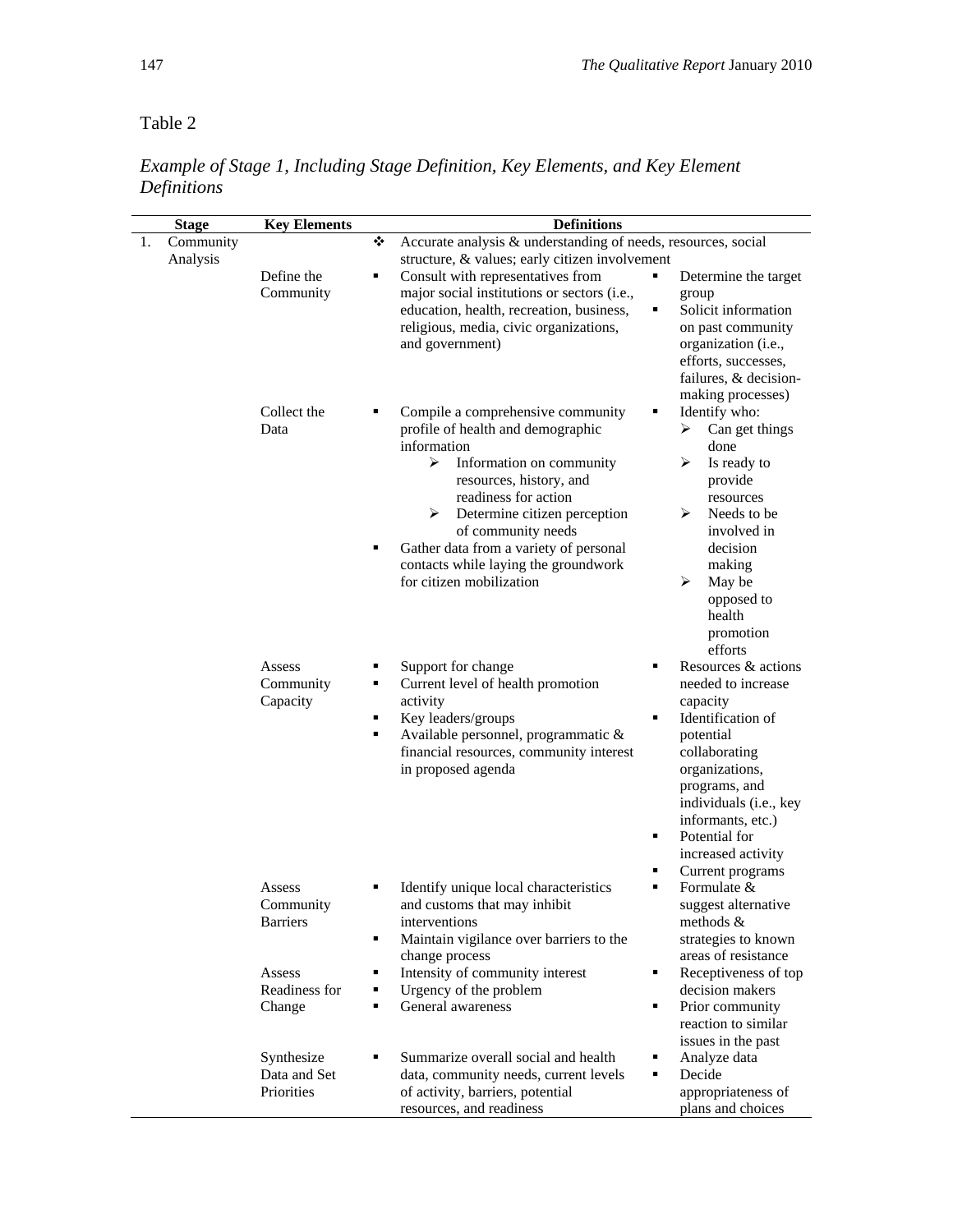Table 2

*Example of Stage 1, Including Stage Definition, Key Elements, and Key Element Definitions*

| Stage | Key Elements | Definitions | |
|---|---|---|---|
| 1. Community Analysis | | ❖ Accurate analysis & understanding of needs, resources, social structure, & values; early citizen involvement | |
| | Define the Community | ▪ Consult with representatives from major social institutions or sectors (i.e., education, health, recreation, business, religious, media, civic organizations, and government) | ▪ Determine the target group<br>▪ Solicit information on past community organization (i.e., efforts, successes, failures, & decision-making processes) |
| | Collect the Data | ▪ Compile a comprehensive community profile of health and demographic information<br>➢ Information on community resources, history, and readiness for action<br>➢ Determine citizen perception of community needs<br>▪ Gather data from a variety of personal contacts while laying the groundwork for citizen mobilization | ▪ Identify who:<br>➢ Can get things done<br>➢ Is ready to provide resources<br>➢ Needs to be involved in decision making<br>➢ May be opposed to health promotion efforts |
| | Assess Community Capacity | ▪ Support for change<br>▪ Current level of health promotion activity<br>▪ Key leaders/groups<br>▪ Available personnel, programmatic & financial resources, community interest in proposed agenda | ▪ Resources & actions needed to increase capacity<br>▪ Identification of potential collaborating organizations, programs, and individuals (i.e., key informants, etc.)<br>▪ Potential for increased activity<br>▪ Current programs |
| | Assess Community Barriers | ▪ Identify unique local characteristics and customs that may inhibit interventions<br>▪ Maintain vigilance over barriers to the change process | ▪ Formulate & suggest alternative methods & strategies to known areas of resistance |
| | Assess Readiness for Change | ▪ Intensity of community interest<br>▪ Urgency of the problem<br>▪ General awareness | ▪ Receptiveness of top decision makers<br>▪ Prior community reaction to similar issues in the past |
| | Synthesize Data and Set Priorities | ▪ Summarize overall social and health data, community needs, current levels of activity, barriers, potential resources, and readiness | ▪ Analyze data<br>▪ Decide appropriateness of plans and choices |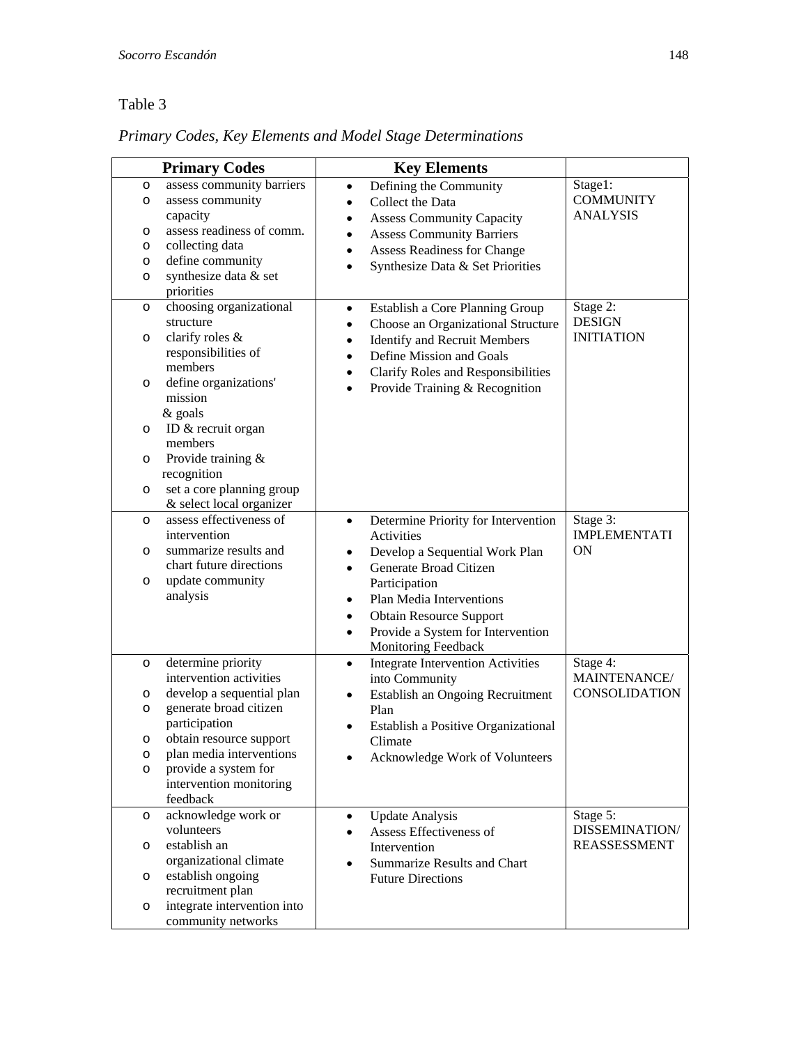Table 3

*Primary Codes, Key Elements and Model Stage Determinations*

| Primary Codes | Key Elements | |
|---|---|---|
| assess community barriers; assess community capacity; assess readiness of comm.; collecting data; define community; synthesize data & set priorities | Defining the Community; Collect the Data; Assess Community Capacity; Assess Community Barriers; Assess Readiness for Change; Synthesize Data & Set Priorities | Stage1: COMMUNITY ANALYSIS |
| choosing organizational structure; clarify roles & responsibilities of members; define organizations' mission & goals; ID & recruit organ members; Provide training & recognition; set a core planning group & select local organizer | Establish a Core Planning Group; Choose an Organizational Structure; Identify and Recruit Members; Define Mission and Goals; Clarify Roles and Responsibilities; Provide Training & Recognition | Stage 2: DESIGN INITIATION |
| assess effectiveness of intervention; summarize results and chart future directions; update community analysis | Determine Priority for Intervention Activities; Develop a Sequential Work Plan; Generate Broad Citizen Participation; Plan Media Interventions; Obtain Resource Support; Provide a System for Intervention Monitoring Feedback | Stage 3: IMPLEMENTATION |
| determine priority intervention activities; develop a sequential plan; generate broad citizen participation; obtain resource support; plan media interventions; provide a system for intervention monitoring feedback | Integrate Intervention Activities into Community; Establish an Ongoing Recruitment Plan; Establish a Positive Organizational Climate; Acknowledge Work of Volunteers | Stage 4: MAINTENANCE/ CONSOLIDATION |
| acknowledge work or volunteers; establish an organizational climate; establish ongoing recruitment plan; integrate intervention into community networks | Update Analysis; Assess Effectiveness of Intervention; Summarize Results and Chart Future Directions | Stage 5: DISSEMINATION/ REASSESSMENT |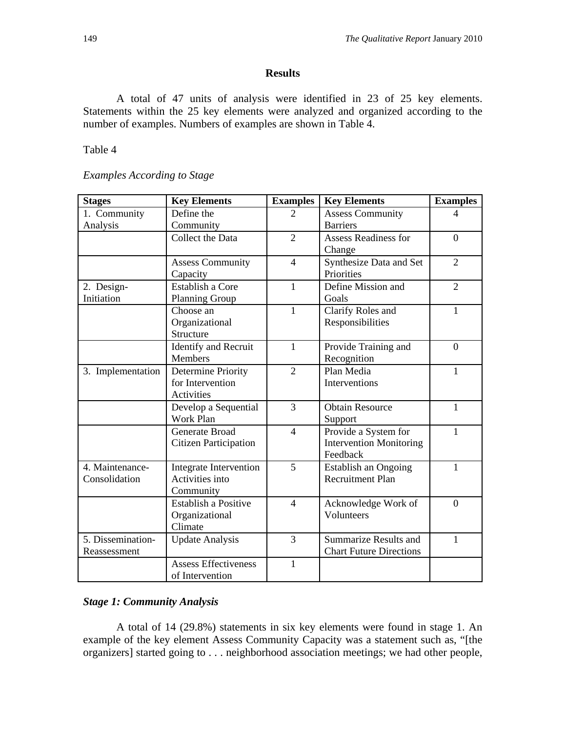## Results

A total of 47 units of analysis were identified in 23 of 25 key elements. Statements within the 25 key elements were analyzed and organized according to the number of examples. Numbers of examples are shown in Table 4.

Table 4

*Examples According to Stage*

| Stages | Key Elements | Examples | Key Elements | Examples |
|---|---|---|---|---|
| 1. Community Analysis | Define the Community | 2 | Assess Community Barriers | 4 |
| | Collect the Data | 2 | Assess Readiness for Change | 0 |
| | Assess Community Capacity | 4 | Synthesize Data and Set Priorities | 2 |
| 2. Design-Initiation | Establish a Core Planning Group | 1 | Define Mission and Goals | 2 |
| | Choose an Organizational Structure | 1 | Clarify Roles and Responsibilities | 1 |
| | Identify and Recruit Members | 1 | Provide Training and Recognition | 0 |
| 3. Implementation | Determine Priority for Intervention Activities | 2 | Plan Media Interventions | 1 |
| | Develop a Sequential Work Plan | 3 | Obtain Resource Support | 1 |
| | Generate Broad Citizen Participation | 4 | Provide a System for Intervention Monitoring Feedback | 1 |
| 4. Maintenance-Consolidation | Integrate Intervention Activities into Community | 5 | Establish an Ongoing Recruitment Plan | 1 |
| | Establish a Positive Organizational Climate | 4 | Acknowledge Work of Volunteers | 0 |
| 5. Dissemination-Reassessment | Update Analysis | 3 | Summarize Results and Chart Future Directions | 1 |
| | Assess Effectiveness of Intervention | 1 | | |

### *Stage 1: Community Analysis*

A total of 14 (29.8%) statements in six key elements were found in stage 1. An example of the key element Assess Community Capacity was a statement such as, "[the organizers] started going to . . . neighborhood association meetings; we had other people,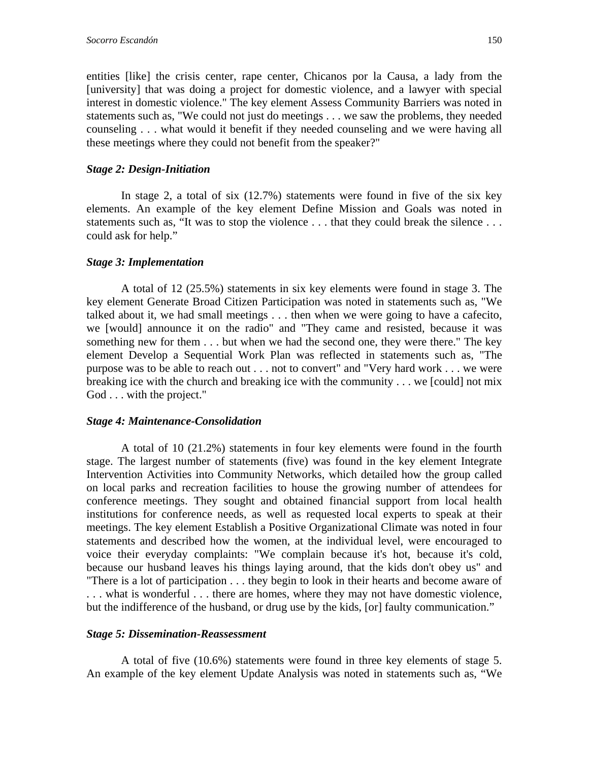entities [like] the crisis center, rape center, Chicanos por la Causa, a lady from the [university] that was doing a project for domestic violence, and a lawyer with special interest in domestic violence." The key element Assess Community Barriers was noted in statements such as, "We could not just do meetings . . . we saw the problems, they needed counseling . . . what would it benefit if they needed counseling and we were having all these meetings where they could not benefit from the speaker?"

### *Stage 2: Design-Initiation*

In stage 2, a total of six (12.7%) statements were found in five of the six key elements. An example of the key element Define Mission and Goals was noted in statements such as, "It was to stop the violence . . . that they could break the silence . . . could ask for help."

### *Stage 3: Implementation*

A total of 12 (25.5%) statements in six key elements were found in stage 3. The key element Generate Broad Citizen Participation was noted in statements such as, "We talked about it, we had small meetings . . . then when we were going to have a cafecito, we [would] announce it on the radio" and "They came and resisted, because it was something new for them . . . but when we had the second one, they were there." The key element Develop a Sequential Work Plan was reflected in statements such as, "The purpose was to be able to reach out . . . not to convert" and "Very hard work . . . we were breaking ice with the church and breaking ice with the community . . . we [could] not mix God . . . with the project."

### *Stage 4: Maintenance-Consolidation*

A total of 10 (21.2%) statements in four key elements were found in the fourth stage. The largest number of statements (five) was found in the key element Integrate Intervention Activities into Community Networks, which detailed how the group called on local parks and recreation facilities to house the growing number of attendees for conference meetings. They sought and obtained financial support from local health institutions for conference needs, as well as requested local experts to speak at their meetings. The key element Establish a Positive Organizational Climate was noted in four statements and described how the women, at the individual level, were encouraged to voice their everyday complaints: "We complain because it's hot, because it's cold, because our husband leaves his things laying around, that the kids don't obey us" and "There is a lot of participation . . . they begin to look in their hearts and become aware of . . . what is wonderful . . . there are homes, where they may not have domestic violence, but the indifference of the husband, or drug use by the kids, [or] faulty communication."

### *Stage 5: Dissemination-Reassessment*

A total of five (10.6%) statements were found in three key elements of stage 5. An example of the key element Update Analysis was noted in statements such as, "We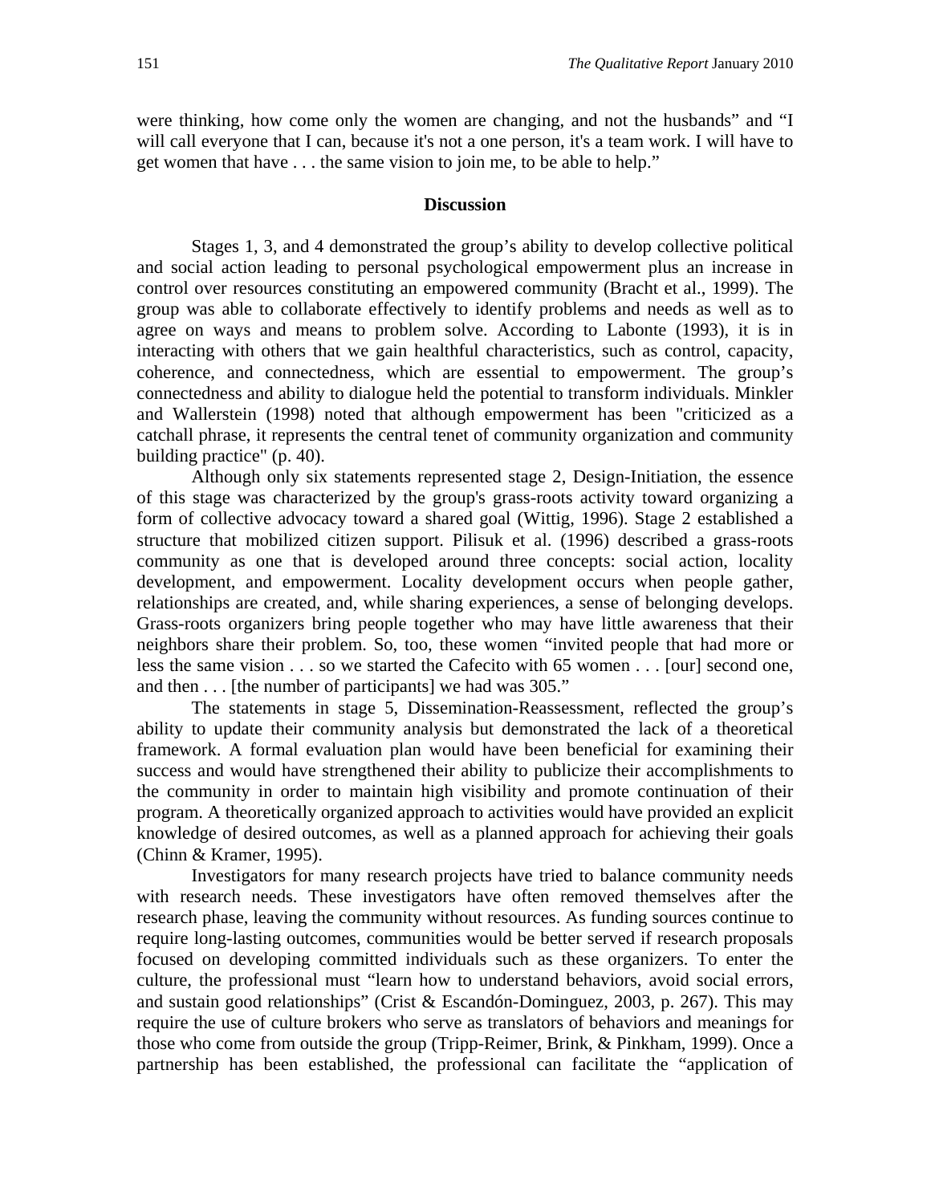were thinking, how come only the women are changing, and not the husbands" and "I will call everyone that I can, because it's not a one person, it's a team work. I will have to get women that have . . . the same vision to join me, to be able to help."

## Discussion

Stages 1, 3, and 4 demonstrated the group's ability to develop collective political and social action leading to personal psychological empowerment plus an increase in control over resources constituting an empowered community (Bracht et al., 1999). The group was able to collaborate effectively to identify problems and needs as well as to agree on ways and means to problem solve. According to Labonte (1993), it is in interacting with others that we gain healthful characteristics, such as control, capacity, coherence, and connectedness, which are essential to empowerment. The group's connectedness and ability to dialogue held the potential to transform individuals. Minkler and Wallerstein (1998) noted that although empowerment has been "criticized as a catchall phrase, it represents the central tenet of community organization and community building practice" (p. 40).

Although only six statements represented stage 2, Design-Initiation, the essence of this stage was characterized by the group's grass-roots activity toward organizing a form of collective advocacy toward a shared goal (Wittig, 1996). Stage 2 established a structure that mobilized citizen support. Pilisuk et al. (1996) described a grass-roots community as one that is developed around three concepts: social action, locality development, and empowerment. Locality development occurs when people gather, relationships are created, and, while sharing experiences, a sense of belonging develops. Grass-roots organizers bring people together who may have little awareness that their neighbors share their problem. So, too, these women "invited people that had more or less the same vision . . . so we started the Cafecito with 65 women . . . [our] second one, and then . . . [the number of participants] we had was 305."

The statements in stage 5, Dissemination-Reassessment, reflected the group's ability to update their community analysis but demonstrated the lack of a theoretical framework. A formal evaluation plan would have been beneficial for examining their success and would have strengthened their ability to publicize their accomplishments to the community in order to maintain high visibility and promote continuation of their program. A theoretically organized approach to activities would have provided an explicit knowledge of desired outcomes, as well as a planned approach for achieving their goals (Chinn & Kramer, 1995).

Investigators for many research projects have tried to balance community needs with research needs. These investigators have often removed themselves after the research phase, leaving the community without resources. As funding sources continue to require long-lasting outcomes, communities would be better served if research proposals focused on developing committed individuals such as these organizers. To enter the culture, the professional must "learn how to understand behaviors, avoid social errors, and sustain good relationships" (Crist & Escandón-Dominguez, 2003, p. 267). This may require the use of culture brokers who serve as translators of behaviors and meanings for those who come from outside the group (Tripp-Reimer, Brink, & Pinkham, 1999). Once a partnership has been established, the professional can facilitate the "application of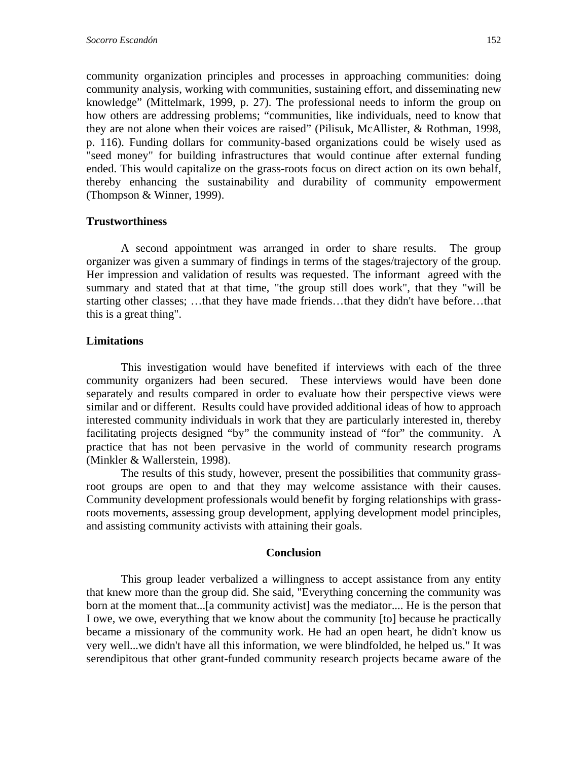community organization principles and processes in approaching communities: doing community analysis, working with communities, sustaining effort, and disseminating new knowledge" (Mittelmark, 1999, p. 27). The professional needs to inform the group on how others are addressing problems; "communities, like individuals, need to know that they are not alone when their voices are raised" (Pilisuk, McAllister, & Rothman, 1998, p. 116). Funding dollars for community-based organizations could be wisely used as "seed money" for building infrastructures that would continue after external funding ended. This would capitalize on the grass-roots focus on direct action on its own behalf, thereby enhancing the sustainability and durability of community empowerment (Thompson & Winner, 1999).

### Trustworthiness

A second appointment was arranged in order to share results. The group organizer was given a summary of findings in terms of the stages/trajectory of the group. Her impression and validation of results was requested. The informant agreed with the summary and stated that at that time, "the group still does work", that they "will be starting other classes; …that they have made friends…that they didn't have before…that this is a great thing".

### Limitations

This investigation would have benefited if interviews with each of the three community organizers had been secured. These interviews would have been done separately and results compared in order to evaluate how their perspective views were similar and or different. Results could have provided additional ideas of how to approach interested community individuals in work that they are particularly interested in, thereby facilitating projects designed "by" the community instead of "for" the community. A practice that has not been pervasive in the world of community research programs (Minkler & Wallerstein, 1998).

The results of this study, however, present the possibilities that community grass-root groups are open to and that they may welcome assistance with their causes. Community development professionals would benefit by forging relationships with grass-roots movements, assessing group development, applying development model principles, and assisting community activists with attaining their goals.

## Conclusion

This group leader verbalized a willingness to accept assistance from any entity that knew more than the group did. She said, "Everything concerning the community was born at the moment that...[a community activist] was the mediator.... He is the person that I owe, we owe, everything that we know about the community [to] because he practically became a missionary of the community work. He had an open heart, he didn't know us very well...we didn't have all this information, we were blindfolded, he helped us." It was serendipitous that other grant-funded community research projects became aware of the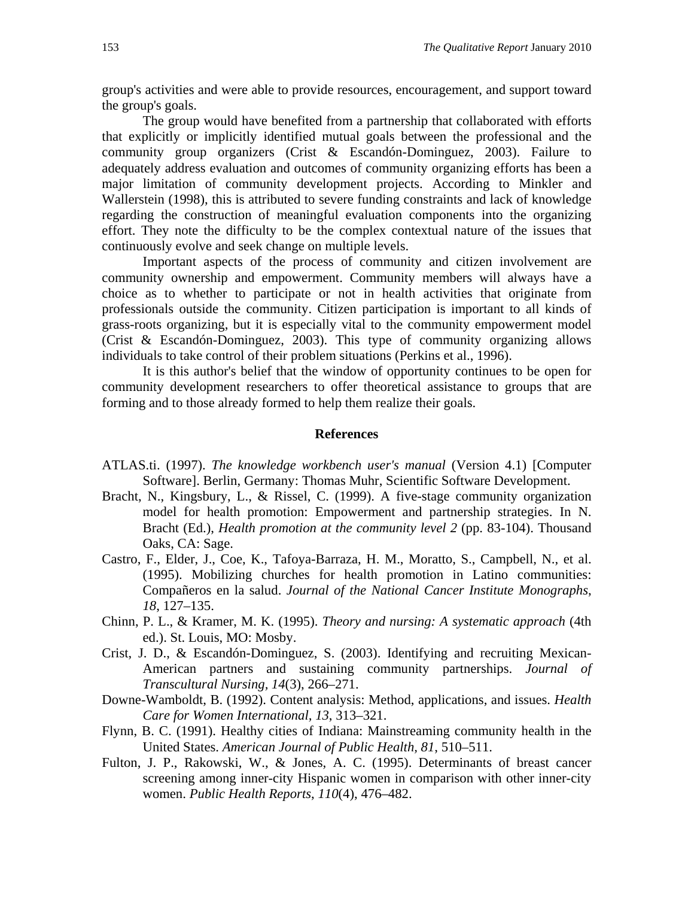group's activities and were able to provide resources, encouragement, and support toward the group's goals.

The group would have benefited from a partnership that collaborated with efforts that explicitly or implicitly identified mutual goals between the professional and the community group organizers (Crist & Escandón-Dominguez, 2003). Failure to adequately address evaluation and outcomes of community organizing efforts has been a major limitation of community development projects. According to Minkler and Wallerstein (1998), this is attributed to severe funding constraints and lack of knowledge regarding the construction of meaningful evaluation components into the organizing effort. They note the difficulty to be the complex contextual nature of the issues that continuously evolve and seek change on multiple levels.

Important aspects of the process of community and citizen involvement are community ownership and empowerment. Community members will always have a choice as to whether to participate or not in health activities that originate from professionals outside the community. Citizen participation is important to all kinds of grass-roots organizing, but it is especially vital to the community empowerment model (Crist & Escandón-Dominguez, 2003). This type of community organizing allows individuals to take control of their problem situations (Perkins et al., 1996).

It is this author's belief that the window of opportunity continues to be open for community development researchers to offer theoretical assistance to groups that are forming and to those already formed to help them realize their goals.

## References

ATLAS.ti. (1997). *The knowledge workbench user's manual* (Version 4.1) [Computer Software]. Berlin, Germany: Thomas Muhr, Scientific Software Development.

Bracht, N., Kingsbury, L., & Rissel, C. (1999). A five-stage community organization model for health promotion: Empowerment and partnership strategies. In N. Bracht (Ed.), *Health promotion at the community level 2* (pp. 83-104). Thousand Oaks, CA: Sage.

Castro, F., Elder, J., Coe, K., Tafoya-Barraza, H. M., Moratto, S., Campbell, N., et al. (1995). Mobilizing churches for health promotion in Latino communities: Compañeros en la salud. *Journal of the National Cancer Institute Monographs*, *18*, 127–135.

Chinn, P. L., & Kramer, M. K. (1995). *Theory and nursing: A systematic approach* (4th ed.). St. Louis, MO: Mosby.

Crist, J. D., & Escandón-Dominguez, S. (2003). Identifying and recruiting Mexican-American partners and sustaining community partnerships. *Journal of Transcultural Nursing*, *14*(3), 266–271.

Downe-Wamboldt, B. (1992). Content analysis: Method, applications, and issues. *Health Care for Women International, 13*, 313–321.

Flynn, B. C. (1991). Healthy cities of Indiana: Mainstreaming community health in the United States. *American Journal of Public Health, 81*, 510–511.

Fulton, J. P., Rakowski, W., & Jones, A. C. (1995). Determinants of breast cancer screening among inner-city Hispanic women in comparison with other inner-city women. *Public Health Reports*, *110*(4), 476–482.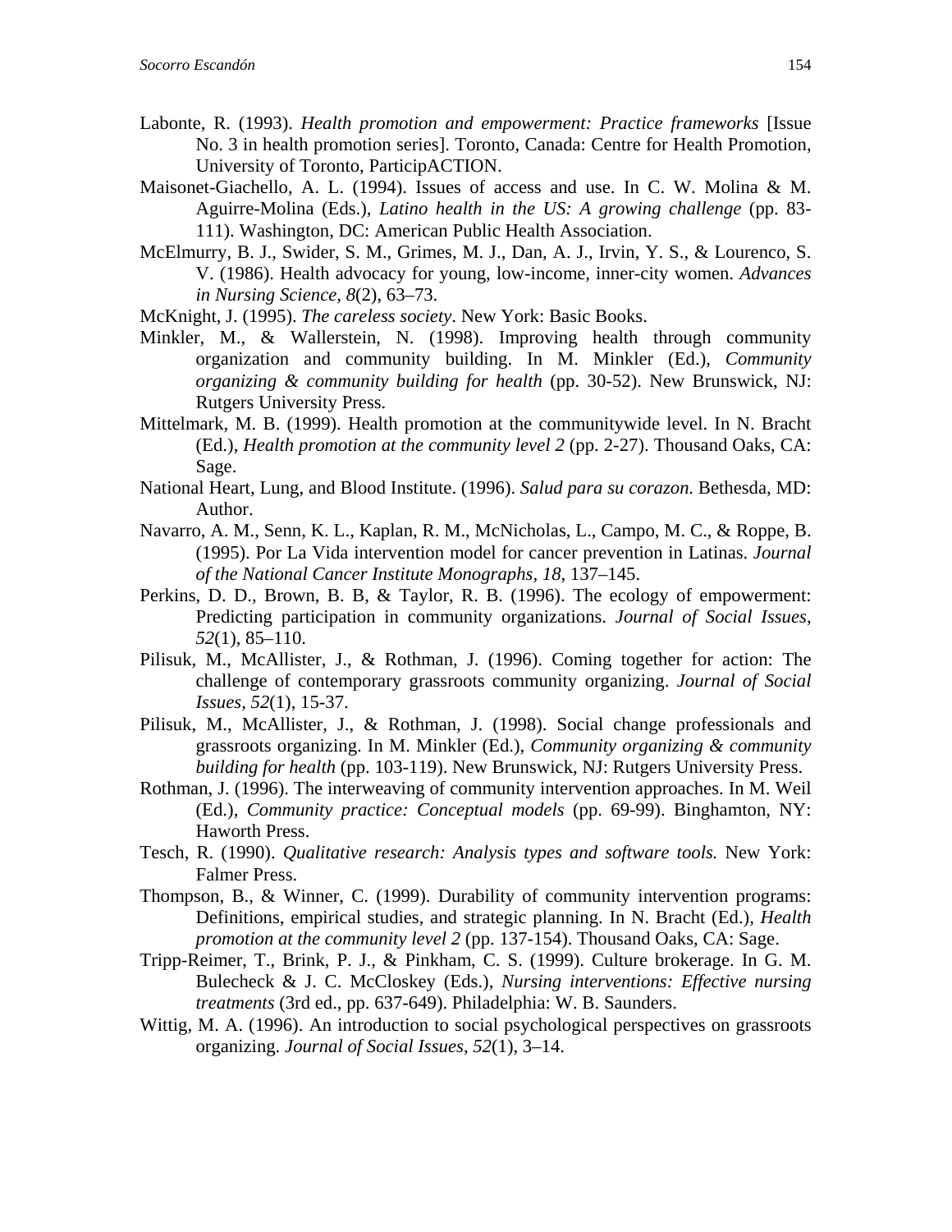Labonte, R. (1993). *Health promotion and empowerment: Practice frameworks* [Issue No. 3 in health promotion series]. Toronto, Canada: Centre for Health Promotion, University of Toronto, ParticipACTION.

Maisonet-Giachello, A. L. (1994). Issues of access and use. In C. W. Molina & M. Aguirre-Molina (Eds.), *Latino health in the US: A growing challenge* (pp. 83-111). Washington, DC: American Public Health Association.

McElmurry, B. J., Swider, S. M., Grimes, M. J., Dan, A. J., Irvin, Y. S., & Lourenco, S. V. (1986). Health advocacy for young, low-income, inner-city women. *Advances in Nursing Science, 8*(2), 63–73.

McKnight, J. (1995). *The careless society*. New York: Basic Books.

Minkler, M., & Wallerstein, N. (1998). Improving health through community organization and community building. In M. Minkler (Ed.), *Community organizing & community building for health* (pp. 30-52). New Brunswick, NJ: Rutgers University Press.

Mittelmark, M. B. (1999). Health promotion at the communitywide level. In N. Bracht (Ed.), *Health promotion at the community level 2* (pp. 2-27). Thousand Oaks, CA: Sage.

National Heart, Lung, and Blood Institute. (1996). *Salud para su corazon*. Bethesda, MD: Author.

Navarro, A. M., Senn, K. L., Kaplan, R. M., McNicholas, L., Campo, M. C., & Roppe, B. (1995). Por La Vida intervention model for cancer prevention in Latinas. *Journal of the National Cancer Institute Monographs, 18*, 137–145.

Perkins, D. D., Brown, B. B, & Taylor, R. B. (1996). The ecology of empowerment: Predicting participation in community organizations. *Journal of Social Issues*, *52*(1), 85–110.

Pilisuk, M., McAllister, J., & Rothman, J. (1996). Coming together for action: The challenge of contemporary grassroots community organizing. *Journal of Social Issues, 52*(1), 15-37.

Pilisuk, M., McAllister, J., & Rothman, J. (1998). Social change professionals and grassroots organizing. In M. Minkler (Ed.), *Community organizing & community building for health* (pp. 103-119). New Brunswick, NJ: Rutgers University Press.

Rothman, J. (1996). The interweaving of community intervention approaches. In M. Weil (Ed.), *Community practice: Conceptual models* (pp. 69-99). Binghamton, NY: Haworth Press.

Tesch, R. (1990). *Qualitative research: Analysis types and software tools.* New York: Falmer Press.

Thompson, B., & Winner, C. (1999). Durability of community intervention programs: Definitions, empirical studies, and strategic planning. In N. Bracht (Ed.), *Health promotion at the community level 2* (pp. 137-154). Thousand Oaks, CA: Sage.

Tripp-Reimer, T., Brink, P. J., & Pinkham, C. S. (1999). Culture brokerage. In G. M. Bulecheck & J. C. McCloskey (Eds.), *Nursing interventions: Effective nursing treatments* (3rd ed., pp. 637-649). Philadelphia: W. B. Saunders.

Wittig, M. A. (1996). An introduction to social psychological perspectives on grassroots organizing. *Journal of Social Issues*, *52*(1), 3–14.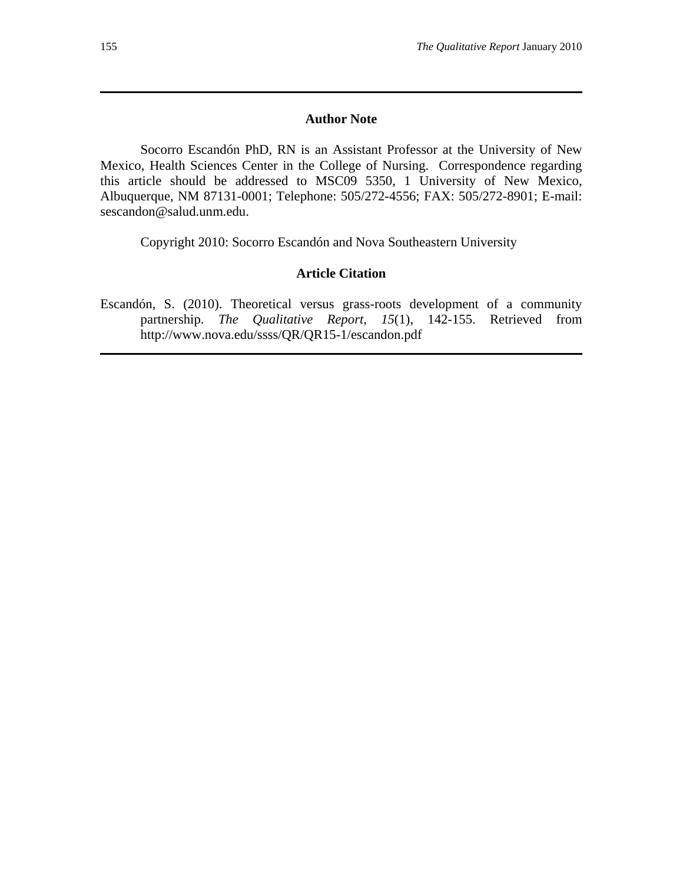## Author Note

Socorro Escandón PhD, RN is an Assistant Professor at the University of New Mexico, Health Sciences Center in the College of Nursing. Correspondence regarding this article should be addressed to MSC09 5350, 1 University of New Mexico, Albuquerque, NM 87131-0001; Telephone: 505/272-4556; FAX: 505/272-8901; E-mail: sescandon@salud.unm.edu.

Copyright 2010: Socorro Escandón and Nova Southeastern University

## Article Citation

Escandón, S. (2010). Theoretical versus grass-roots development of a community partnership. *The Qualitative Report*, *15*(1), 142-155. Retrieved from http://www.nova.edu/ssss/QR/QR15-1/escandon.pdf